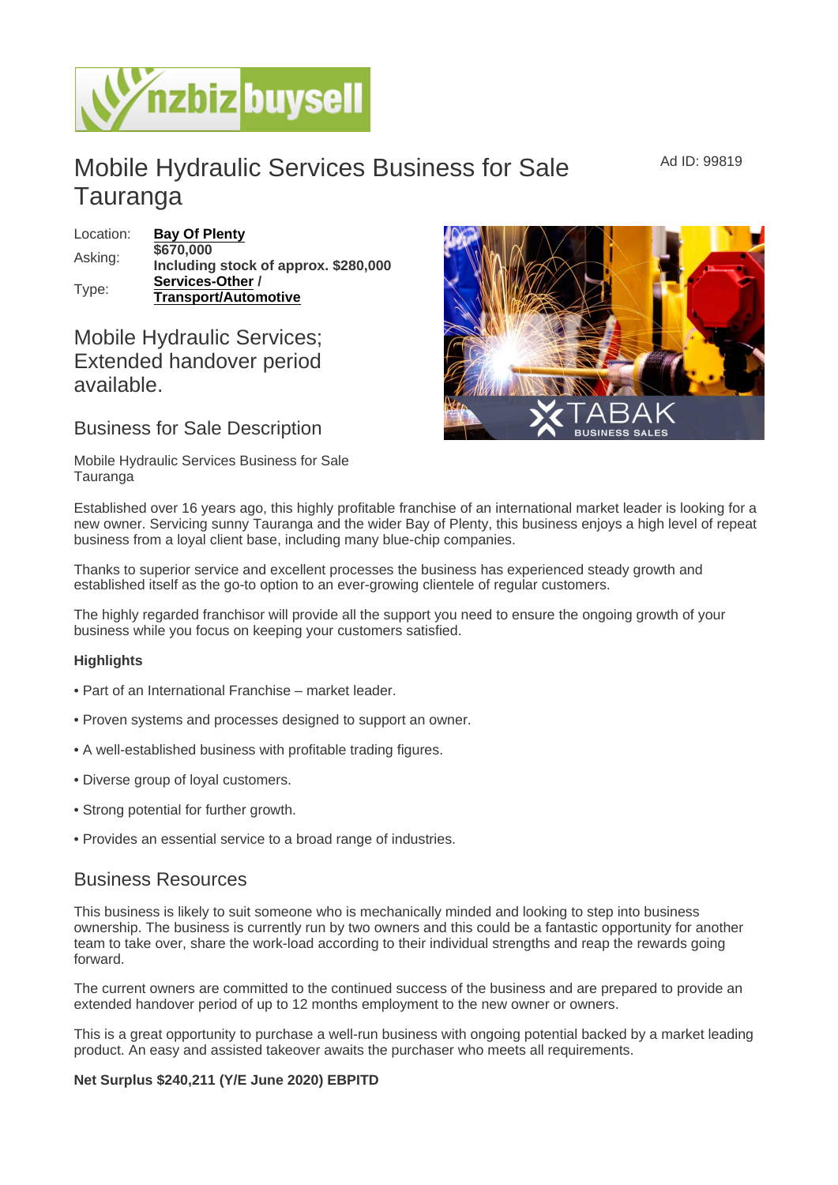# Mobile Hydraulic Services Business for Sale Tauranga

Ad ID: 99819

| | |
|---|---|
| Location: | **Bay Of Plenty** |
| Asking: | **$670,000**<br>**Including stock of approx. $280,000** |
| Type: | **Services-Other / Transport/Automotive** |

## Mobile Hydraulic Services; Extended handover period available.

## Business for Sale Description

Mobile Hydraulic Services Business for Sale Tauranga

Established over 16 years ago, this highly profitable franchise of an international market leader is looking for a new owner. Servicing sunny Tauranga and the wider Bay of Plenty, this business enjoys a high level of repeat business from a loyal client base, including many blue-chip companies.

Thanks to superior service and excellent processes the business has experienced steady growth and established itself as the go-to option to an ever-growing clientele of regular customers.

The highly regarded franchisor will provide all the support you need to ensure the ongoing growth of your business while you focus on keeping your customers satisfied.

**Highlights**

- Part of an International Franchise – market leader.
- Proven systems and processes designed to support an owner.
- A well-established business with profitable trading figures.
- Diverse group of loyal customers.
- Strong potential for further growth.
- Provides an essential service to a broad range of industries.

## Business Resources

This business is likely to suit someone who is mechanically minded and looking to step into business ownership. The business is currently run by two owners and this could be a fantastic opportunity for another team to take over, share the work-load according to their individual strengths and reap the rewards going forward.

The current owners are committed to the continued success of the business and are prepared to provide an extended handover period of up to 12 months employment to the new owner or owners.

This is a great opportunity to purchase a well-run business with ongoing potential backed by a market leading product. An easy and assisted takeover awaits the purchaser who meets all requirements.

**Net Surplus $240,211 (Y/E June 2020) EBPITD**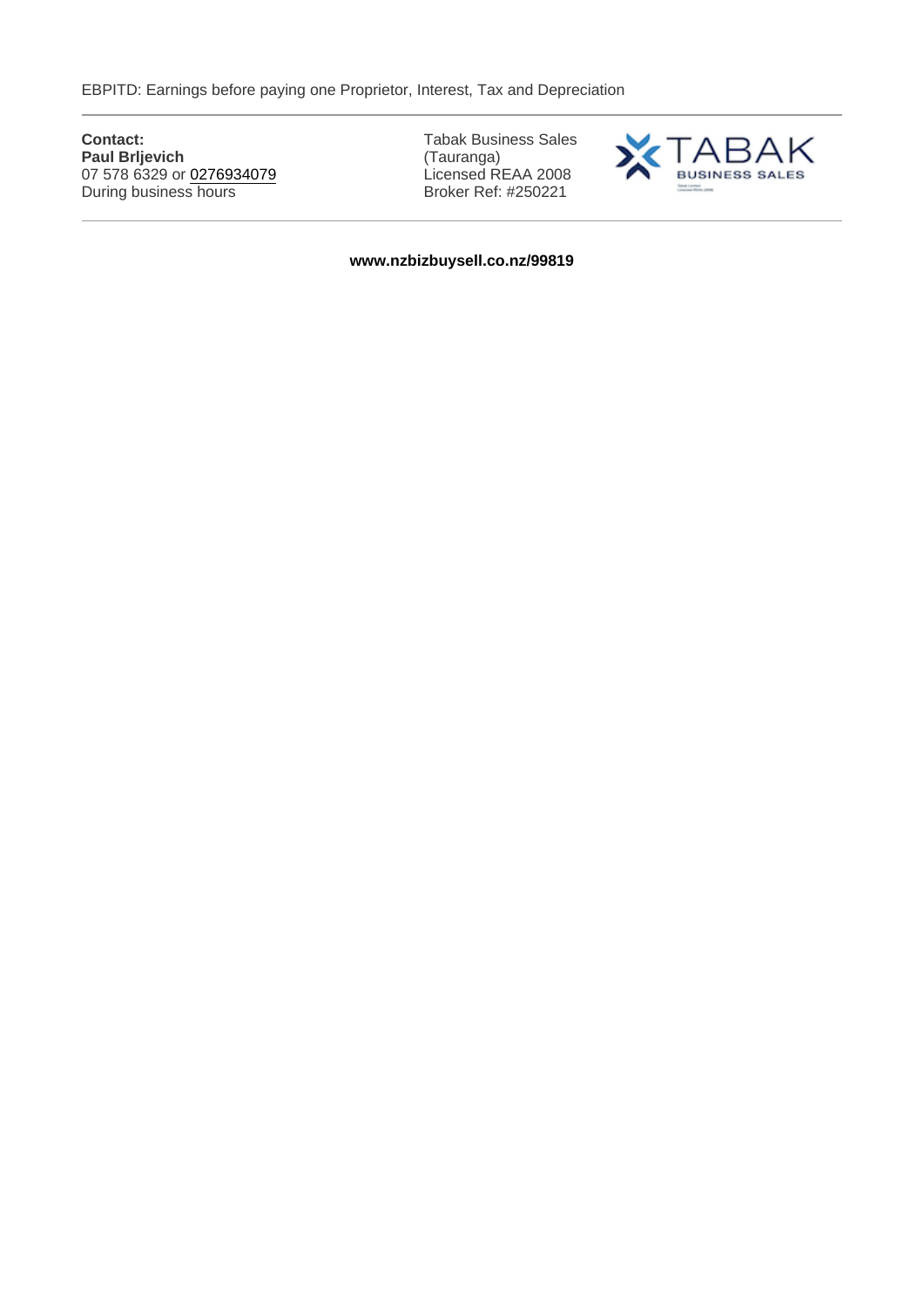EBPITD: Earnings before paying one Proprietor, Interest, Tax and Depreciation

---

**Contact:**
**Paul Brljevich**
07 578 6329 or 0276934079
During business hours

Tabak Business Sales
(Tauranga)
Licensed REAA 2008
Broker Ref: #250221

---

**www.nzbizbuysell.co.nz/99819**